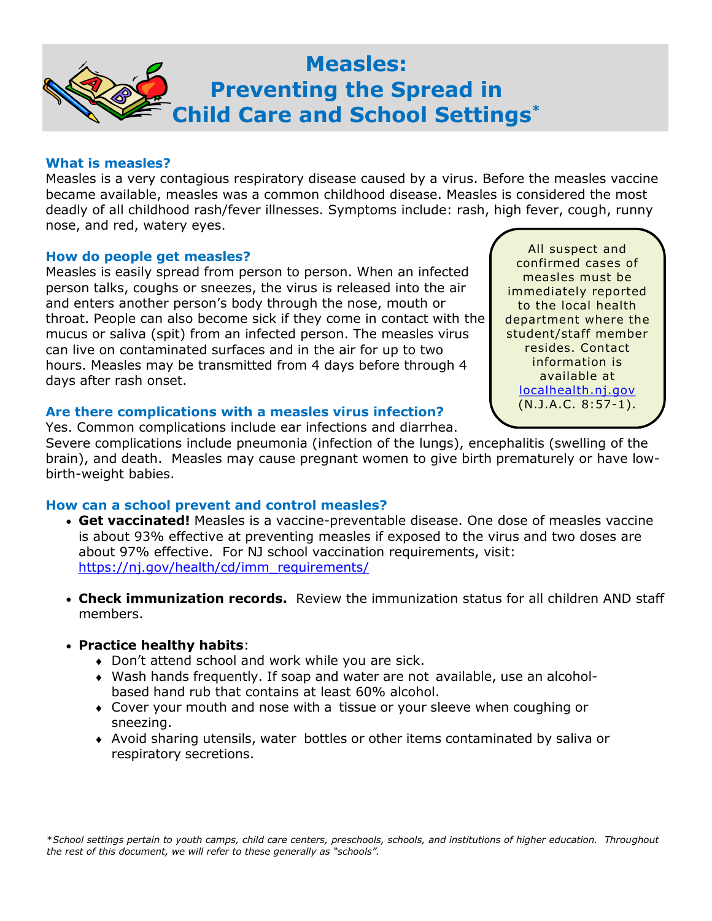# Measles: Preventing the Spread in Child Care and School Settings*

### What is measles?

Measles is a very contagious respiratory disease caused by a virus. Before the measles vaccine became available, measles was a common childhood disease. Measles is considered the most deadly of all childhood rash/fever illnesses. Symptoms include: rash, high fever, cough, runny nose, and red, watery eyes.

> All suspect and confirmed cases of measles must be immediately reported to the local health department where the student/staff member resides. Contact information is available at localhealth.nj.gov (N.J.A.C. 8:57-1).

### How do people get measles?

Measles is easily spread from person to person. When an infected person talks, coughs or sneezes, the virus is released into the air and enters another person's body through the nose, mouth or throat. People can also become sick if they come in contact with the mucus or saliva (spit) from an infected person. The measles virus can live on contaminated surfaces and in the air for up to two hours. Measles may be transmitted from 4 days before through 4 days after rash onset.

### Are there complications with a measles virus infection?

Yes. Common complications include ear infections and diarrhea. Severe complications include pneumonia (infection of the lungs), encephalitis (swelling of the brain), and death. Measles may cause pregnant women to give birth prematurely or have low-birth-weight babies.

### How can a school prevent and control measles?

- **Get vaccinated!** Measles is a vaccine-preventable disease. One dose of measles vaccine is about 93% effective at preventing measles if exposed to the virus and two doses are about 97% effective. For NJ school vaccination requirements, visit: https://nj.gov/health/cd/imm_requirements/
- **Check immunization records.** Review the immunization status for all children AND staff members.
- **Practice healthy habits**:
  - Don't attend school and work while you are sick.
  - Wash hands frequently. If soap and water are not available, use an alcohol-based hand rub that contains at least 60% alcohol.
  - Cover your mouth and nose with a tissue or your sleeve when coughing or sneezing.
  - Avoid sharing utensils, water bottles or other items contaminated by saliva or respiratory secretions.

*\*School settings pertain to youth camps, child care centers, preschools, schools, and institutions of higher education. Throughout the rest of this document, we will refer to these generally as "schools".*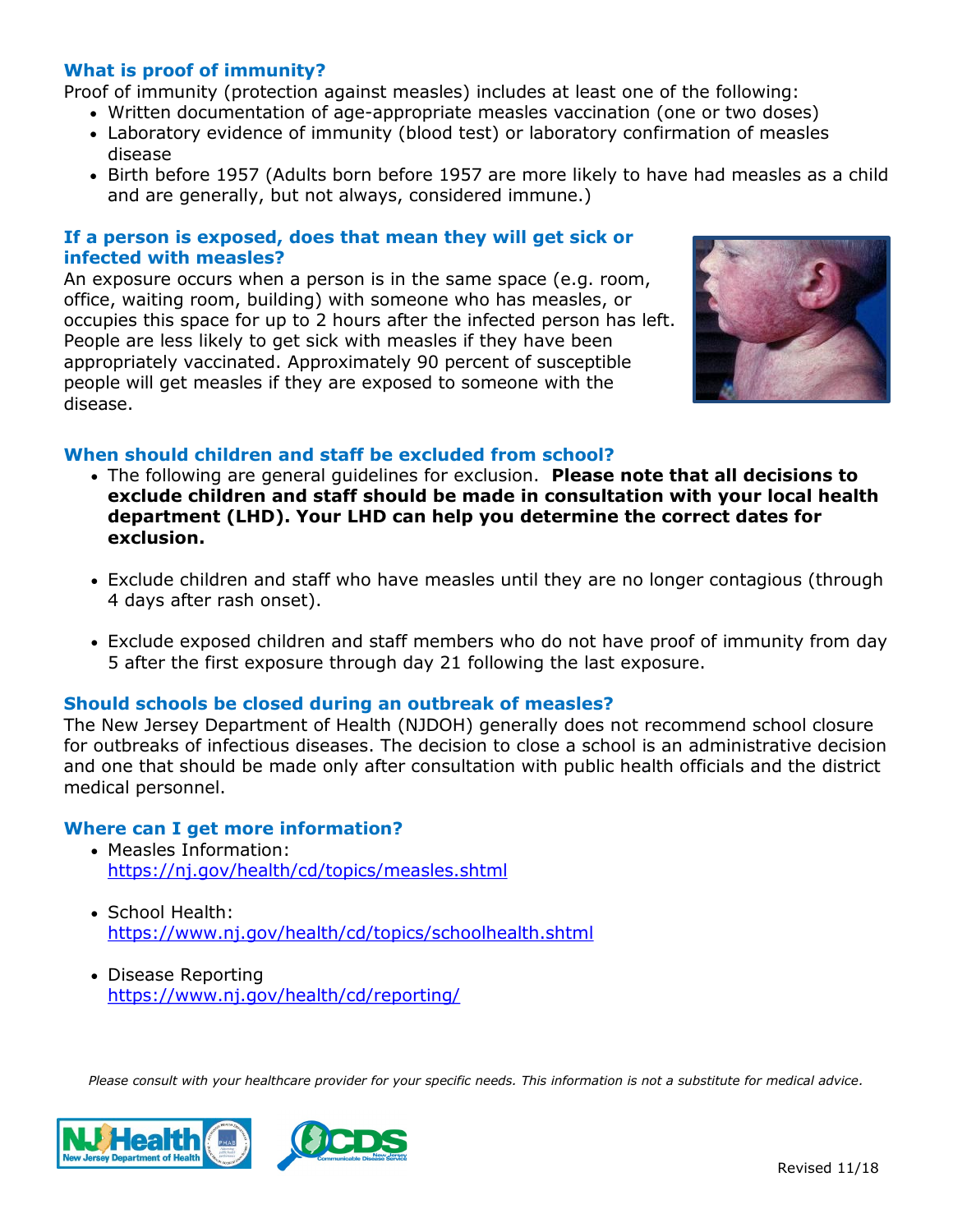### What is proof of immunity?

Proof of immunity (protection against measles) includes at least one of the following:

- Written documentation of age-appropriate measles vaccination (one or two doses)
- Laboratory evidence of immunity (blood test) or laboratory confirmation of measles disease
- Birth before 1957 (Adults born before 1957 are more likely to have had measles as a child and are generally, but not always, considered immune.)

### If a person is exposed, does that mean they will get sick or infected with measles?

An exposure occurs when a person is in the same space (e.g. room, office, waiting room, building) with someone who has measles, or occupies this space for up to 2 hours after the infected person has left. People are less likely to get sick with measles if they have been appropriately vaccinated. Approximately 90 percent of susceptible people will get measles if they are exposed to someone with the disease.

### When should children and staff be excluded from school?

- The following are general guidelines for exclusion. **Please note that all decisions to exclude children and staff should be made in consultation with your local health department (LHD). Your LHD can help you determine the correct dates for exclusion.**
- Exclude children and staff who have measles until they are no longer contagious (through 4 days after rash onset).
- Exclude exposed children and staff members who do not have proof of immunity from day 5 after the first exposure through day 21 following the last exposure.

### Should schools be closed during an outbreak of measles?

The New Jersey Department of Health (NJDOH) generally does not recommend school closure for outbreaks of infectious diseases. The decision to close a school is an administrative decision and one that should be made only after consultation with public health officials and the district medical personnel.

### Where can I get more information?

- Measles Information:
  https://nj.gov/health/cd/topics/measles.shtml
- School Health:
  https://www.nj.gov/health/cd/topics/schoolhealth.shtml
- Disease Reporting
  https://www.nj.gov/health/cd/reporting/

*Please consult with your healthcare provider for your specific needs. This information is not a substitute for medical advice.*

Revised 11/18